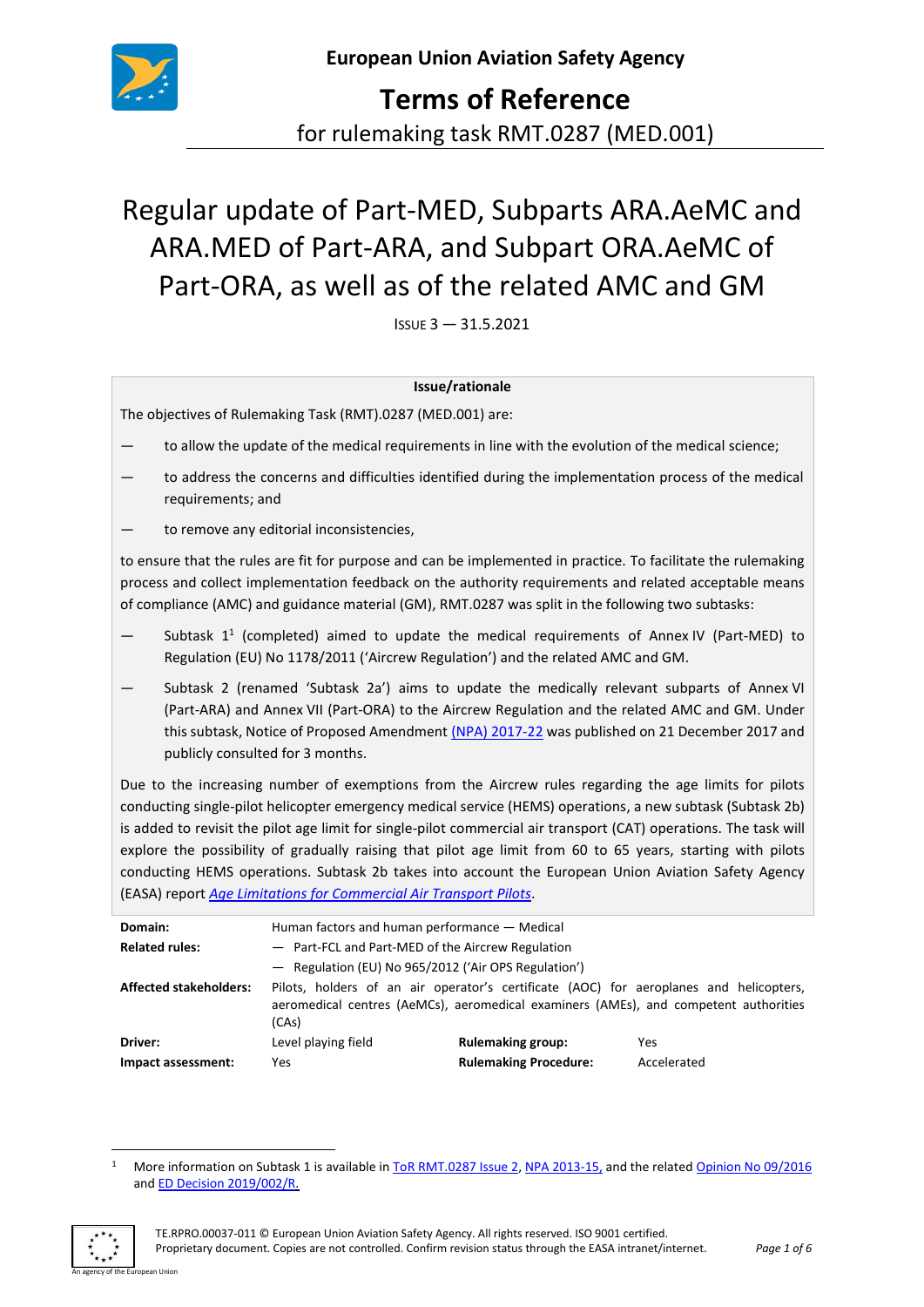European Union Aviation Safety Agency

# Terms of Reference

for rulemaking task RMT.0287 (MED.001)

# Regular update of Part-MED, Subparts ARA.AeMC and ARA.MED of Part-ARA, and Subpart ORA.AeMC of Part-ORA, as well as of the related AMC and GM

ISSUE 3 — 31.5.2021

**Issue/rationale**

The objectives of Rulemaking Task (RMT).0287 (MED.001) are:

— to allow the update of the medical requirements in line with the evolution of the medical science;

— to address the concerns and difficulties identified during the implementation process of the medical requirements; and

— to remove any editorial inconsistencies,

to ensure that the rules are fit for purpose and can be implemented in practice. To facilitate the rulemaking process and collect implementation feedback on the authority requirements and related acceptable means of compliance (AMC) and guidance material (GM), RMT.0287 was split in the following two subtasks:

— Subtask 1[1] (completed) aimed to update the medical requirements of Annex IV (Part-MED) to Regulation (EU) No 1178/2011 ('Aircrew Regulation') and the related AMC and GM.

— Subtask 2 (renamed 'Subtask 2a') aims to update the medically relevant subparts of Annex VI (Part-ARA) and Annex VII (Part-ORA) to the Aircrew Regulation and the related AMC and GM. Under this subtask, Notice of Proposed Amendment (NPA) 2017-22 was published on 21 December 2017 and publicly consulted for 3 months.

Due to the increasing number of exemptions from the Aircrew rules regarding the age limits for pilots conducting single-pilot helicopter emergency medical service (HEMS) operations, a new subtask (Subtask 2b) is added to revisit the pilot age limit for single-pilot commercial air transport (CAT) operations. The task will explore the possibility of gradually raising that pilot age limit from 60 to 65 years, starting with pilots conducting HEMS operations. Subtask 2b takes into account the European Union Aviation Safety Agency (EASA) report *Age Limitations for Commercial Air Transport Pilots*.

| | | | |
|---|---|---|---|
| **Domain:** | Human factors and human performance — Medical | | |
| **Related rules:** | — Part-FCL and Part-MED of the Aircrew Regulation<br>— Regulation (EU) No 965/2012 ('Air OPS Regulation') | | |
| **Affected stakeholders:** | Pilots, holders of an air operator's certificate (AOC) for aeroplanes and helicopters, aeromedical centres (AeMCs), aeromedical examiners (AMEs), and competent authorities (CAs) | | |
| **Driver:** | Level playing field | **Rulemaking group:** | Yes |
| **Impact assessment:** | Yes | **Rulemaking Procedure:** | Accelerated |

[1] More information on Subtask 1 is available in ToR RMT.0287 Issue 2, NPA 2013-15, and the related Opinion No 09/2016 and ED Decision 2019/002/R.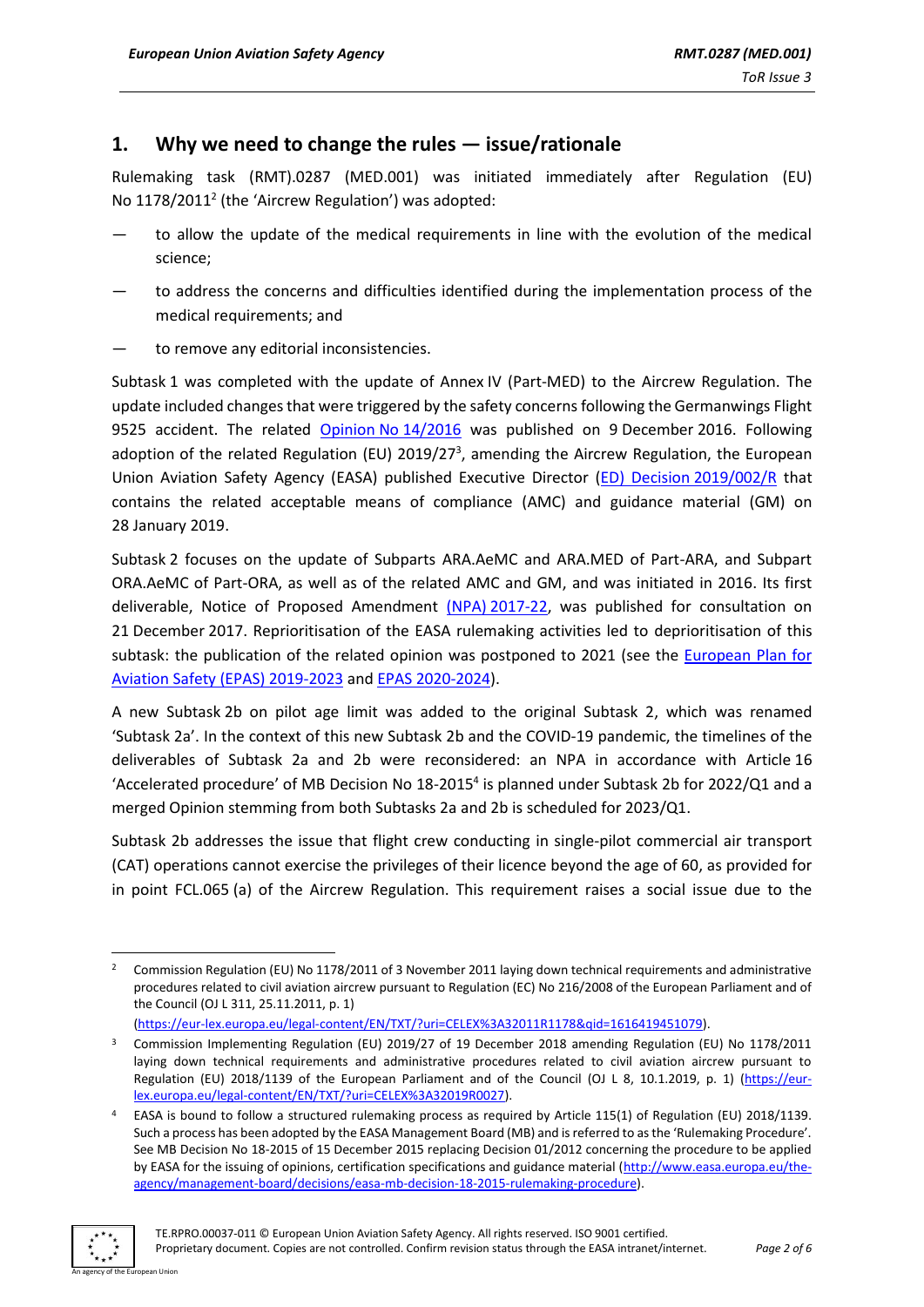## 1. Why we need to change the rules — issue/rationale

Rulemaking task (RMT).0287 (MED.001) was initiated immediately after Regulation (EU) No 1178/2011[2] (the 'Aircrew Regulation') was adopted:

- to allow the update of the medical requirements in line with the evolution of the medical science;
- to address the concerns and difficulties identified during the implementation process of the medical requirements; and
- to remove any editorial inconsistencies.

Subtask 1 was completed with the update of Annex IV (Part-MED) to the Aircrew Regulation. The update included changes that were triggered by the safety concerns following the Germanwings Flight 9525 accident. The related Opinion No 14/2016 was published on 9 December 2016. Following adoption of the related Regulation (EU) 2019/27[3], amending the Aircrew Regulation, the European Union Aviation Safety Agency (EASA) published Executive Director (ED) Decision 2019/002/R that contains the related acceptable means of compliance (AMC) and guidance material (GM) on 28 January 2019.

Subtask 2 focuses on the update of Subparts ARA.AeMC and ARA.MED of Part-ARA, and Subpart ORA.AeMC of Part-ORA, as well as of the related AMC and GM, and was initiated in 2016. Its first deliverable, Notice of Proposed Amendment (NPA) 2017-22, was published for consultation on 21 December 2017. Reprioritisation of the EASA rulemaking activities led to deprioritisation of this subtask: the publication of the related opinion was postponed to 2021 (see the European Plan for Aviation Safety (EPAS) 2019-2023 and EPAS 2020-2024).

A new Subtask 2b on pilot age limit was added to the original Subtask 2, which was renamed 'Subtask 2a'. In the context of this new Subtask 2b and the COVID-19 pandemic, the timelines of the deliverables of Subtask 2a and 2b were reconsidered: an NPA in accordance with Article 16 'Accelerated procedure' of MB Decision No 18-2015[4] is planned under Subtask 2b for 2022/Q1 and a merged Opinion stemming from both Subtasks 2a and 2b is scheduled for 2023/Q1.

Subtask 2b addresses the issue that flight crew conducting in single-pilot commercial air transport (CAT) operations cannot exercise the privileges of their licence beyond the age of 60, as provided for in point FCL.065 (a) of the Aircrew Regulation. This requirement raises a social issue due to the

---

[2] Commission Regulation (EU) No 1178/2011 of 3 November 2011 laying down technical requirements and administrative procedures related to civil aviation aircrew pursuant to Regulation (EC) No 216/2008 of the European Parliament and of the Council (OJ L 311, 25.11.2011, p. 1) (https://eur-lex.europa.eu/legal-content/EN/TXT/?uri=CELEX%3A32011R1178&qid=1616419451079).

[3] Commission Implementing Regulation (EU) 2019/27 of 19 December 2018 amending Regulation (EU) No 1178/2011 laying down technical requirements and administrative procedures related to civil aviation aircrew pursuant to Regulation (EU) 2018/1139 of the European Parliament and of the Council (OJ L 8, 10.1.2019, p. 1) (https://eur-lex.europa.eu/legal-content/EN/TXT/?uri=CELEX%3A32019R0027).

[4] EASA is bound to follow a structured rulemaking process as required by Article 115(1) of Regulation (EU) 2018/1139. Such a process has been adopted by the EASA Management Board (MB) and is referred to as the 'Rulemaking Procedure'. See MB Decision No 18-2015 of 15 December 2015 replacing Decision 01/2012 concerning the procedure to be applied by EASA for the issuing of opinions, certification specifications and guidance material (http://www.easa.europa.eu/the-agency/management-board/decisions/easa-mb-decision-18-2015-rulemaking-procedure).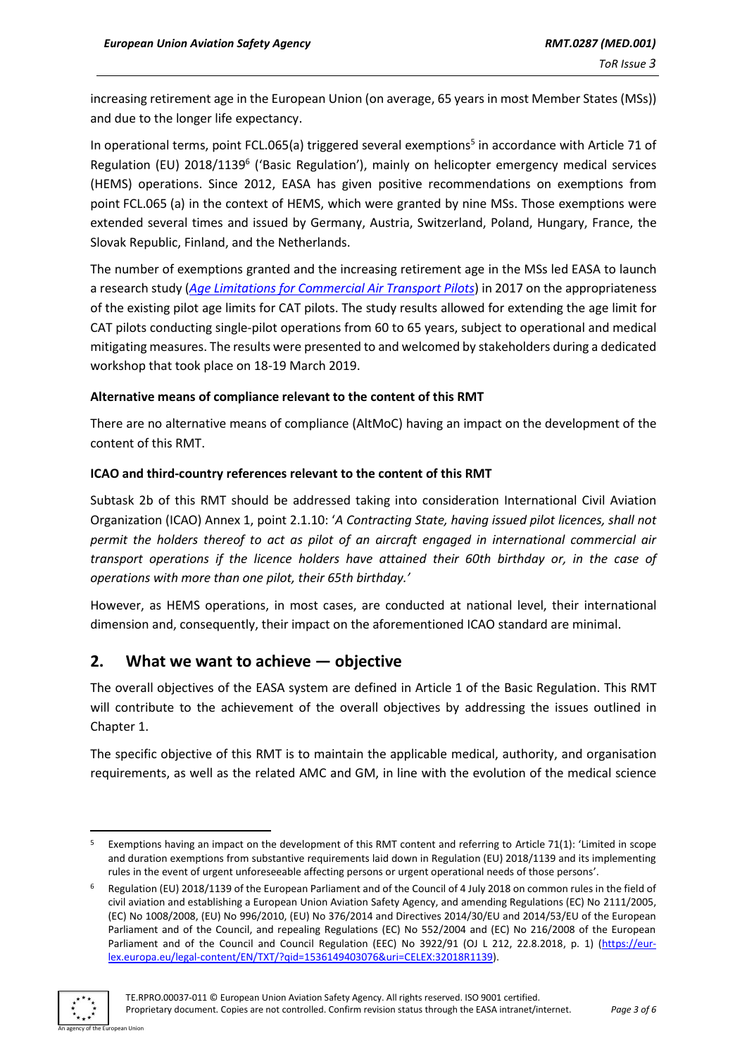increasing retirement age in the European Union (on average, 65 years in most Member States (MSs)) and due to the longer life expectancy.

In operational terms, point FCL.065(a) triggered several exemptions[5] in accordance with Article 71 of Regulation (EU) 2018/1139[6] ('Basic Regulation'), mainly on helicopter emergency medical services (HEMS) operations. Since 2012, EASA has given positive recommendations on exemptions from point FCL.065 (a) in the context of HEMS, which were granted by nine MSs. Those exemptions were extended several times and issued by Germany, Austria, Switzerland, Poland, Hungary, France, the Slovak Republic, Finland, and the Netherlands.

The number of exemptions granted and the increasing retirement age in the MSs led EASA to launch a research study (*Age Limitations for Commercial Air Transport Pilots*) in 2017 on the appropriateness of the existing pilot age limits for CAT pilots. The study results allowed for extending the age limit for CAT pilots conducting single-pilot operations from 60 to 65 years, subject to operational and medical mitigating measures. The results were presented to and welcomed by stakeholders during a dedicated workshop that took place on 18-19 March 2019.

**Alternative means of compliance relevant to the content of this RMT**

There are no alternative means of compliance (AltMoC) having an impact on the development of the content of this RMT.

**ICAO and third-country references relevant to the content of this RMT**

Subtask 2b of this RMT should be addressed taking into consideration International Civil Aviation Organization (ICAO) Annex 1, point 2.1.10: '*A Contracting State, having issued pilot licences, shall not permit the holders thereof to act as pilot of an aircraft engaged in international commercial air transport operations if the licence holders have attained their 60th birthday or, in the case of operations with more than one pilot, their 65th birthday.*'

However, as HEMS operations, in most cases, are conducted at national level, their international dimension and, consequently, their impact on the aforementioned ICAO standard are minimal.

## 2. What we want to achieve — objective

The overall objectives of the EASA system are defined in Article 1 of the Basic Regulation. This RMT will contribute to the achievement of the overall objectives by addressing the issues outlined in Chapter 1.

The specific objective of this RMT is to maintain the applicable medical, authority, and organisation requirements, as well as the related AMC and GM, in line with the evolution of the medical science

---

[5] Exemptions having an impact on the development of this RMT content and referring to Article 71(1): 'Limited in scope and duration exemptions from substantive requirements laid down in Regulation (EU) 2018/1139 and its implementing rules in the event of urgent unforeseeable affecting persons or urgent operational needs of those persons'.

[6] Regulation (EU) 2018/1139 of the European Parliament and of the Council of 4 July 2018 on common rules in the field of civil aviation and establishing a European Union Aviation Safety Agency, and amending Regulations (EC) No 2111/2005, (EC) No 1008/2008, (EU) No 996/2010, (EU) No 376/2014 and Directives 2014/30/EU and 2014/53/EU of the European Parliament and of the Council, and repealing Regulations (EC) No 552/2004 and (EC) No 216/2008 of the European Parliament and of the Council and Council Regulation (EEC) No 3922/91 (OJ L 212, 22.8.2018, p. 1) (https://eur-lex.europa.eu/legal-content/EN/TXT/?qid=1536149403076&uri=CELEX:32018R1139).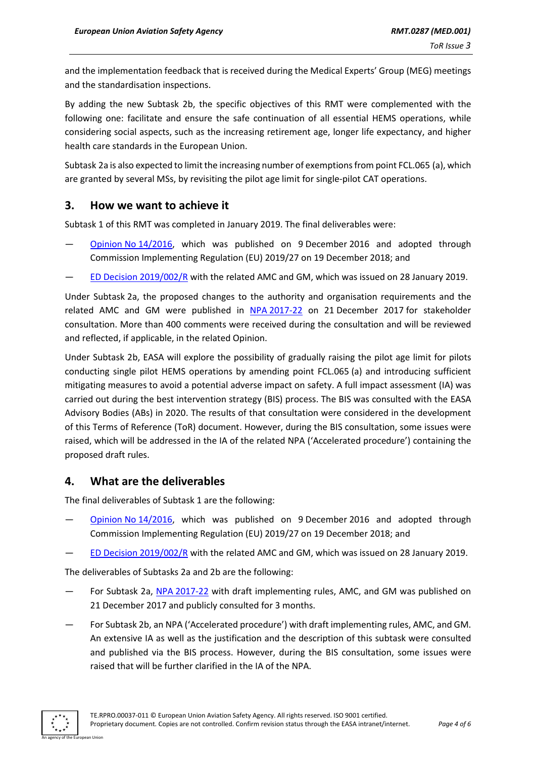and the implementation feedback that is received during the Medical Experts' Group (MEG) meetings and the standardisation inspections.

By adding the new Subtask 2b, the specific objectives of this RMT were complemented with the following one: facilitate and ensure the safe continuation of all essential HEMS operations, while considering social aspects, such as the increasing retirement age, longer life expectancy, and higher health care standards in the European Union.

Subtask 2a is also expected to limit the increasing number of exemptions from point FCL.065 (a), which are granted by several MSs, by revisiting the pilot age limit for single-pilot CAT operations.

## 3. How we want to achieve it

Subtask 1 of this RMT was completed in January 2019. The final deliverables were:

— Opinion No 14/2016, which was published on 9 December 2016 and adopted through Commission Implementing Regulation (EU) 2019/27 on 19 December 2018; and

— ED Decision 2019/002/R with the related AMC and GM, which was issued on 28 January 2019.

Under Subtask 2a, the proposed changes to the authority and organisation requirements and the related AMC and GM were published in NPA 2017-22 on 21 December 2017 for stakeholder consultation. More than 400 comments were received during the consultation and will be reviewed and reflected, if applicable, in the related Opinion.

Under Subtask 2b, EASA will explore the possibility of gradually raising the pilot age limit for pilots conducting single pilot HEMS operations by amending point FCL.065 (a) and introducing sufficient mitigating measures to avoid a potential adverse impact on safety. A full impact assessment (IA) was carried out during the best intervention strategy (BIS) process. The BIS was consulted with the EASA Advisory Bodies (ABs) in 2020. The results of that consultation were considered in the development of this Terms of Reference (ToR) document. However, during the BIS consultation, some issues were raised, which will be addressed in the IA of the related NPA ('Accelerated procedure') containing the proposed draft rules.

## 4. What are the deliverables

The final deliverables of Subtask 1 are the following:

— Opinion No 14/2016, which was published on 9 December 2016 and adopted through Commission Implementing Regulation (EU) 2019/27 on 19 December 2018; and

— ED Decision 2019/002/R with the related AMC and GM, which was issued on 28 January 2019.

The deliverables of Subtasks 2a and 2b are the following:

— For Subtask 2a, NPA 2017-22 with draft implementing rules, AMC, and GM was published on 21 December 2017 and publicly consulted for 3 months.

— For Subtask 2b, an NPA ('Accelerated procedure') with draft implementing rules, AMC, and GM. An extensive IA as well as the justification and the description of this subtask were consulted and published via the BIS process. However, during the BIS consultation, some issues were raised that will be further clarified in the IA of the NPA.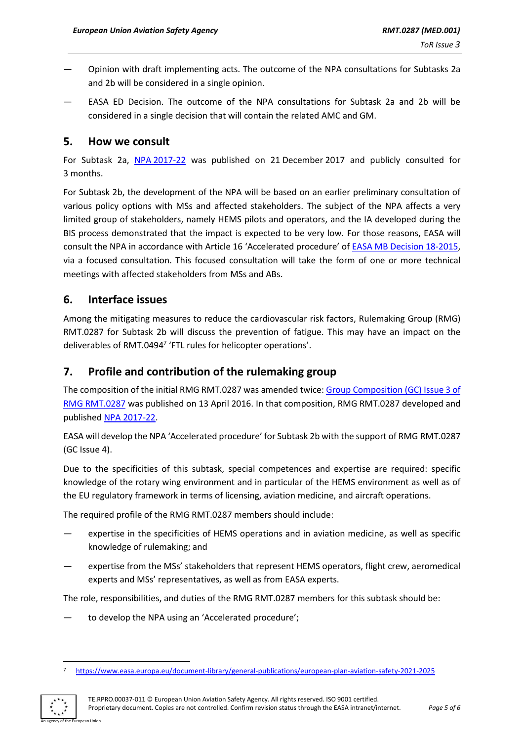— Opinion with draft implementing acts. The outcome of the NPA consultations for Subtasks 2a and 2b will be considered in a single opinion.

— EASA ED Decision. The outcome of the NPA consultations for Subtask 2a and 2b will be considered in a single decision that will contain the related AMC and GM.

## 5. How we consult

For Subtask 2a, NPA 2017-22 was published on 21 December 2017 and publicly consulted for 3 months.

For Subtask 2b, the development of the NPA will be based on an earlier preliminary consultation of various policy options with MSs and affected stakeholders. The subject of the NPA affects a very limited group of stakeholders, namely HEMS pilots and operators, and the IA developed during the BIS process demonstrated that the impact is expected to be very low. For those reasons, EASA will consult the NPA in accordance with Article 16 'Accelerated procedure' of EASA MB Decision 18-2015, via a focused consultation. This focused consultation will take the form of one or more technical meetings with affected stakeholders from MSs and ABs.

## 6. Interface issues

Among the mitigating measures to reduce the cardiovascular risk factors, Rulemaking Group (RMG) RMT.0287 for Subtask 2b will discuss the prevention of fatigue. This may have an impact on the deliverables of RMT.0494[7] 'FTL rules for helicopter operations'.

## 7. Profile and contribution of the rulemaking group

The composition of the initial RMG RMT.0287 was amended twice: Group Composition (GC) Issue 3 of RMG RMT.0287 was published on 13 April 2016. In that composition, RMG RMT.0287 developed and published NPA 2017-22.

EASA will develop the NPA 'Accelerated procedure' for Subtask 2b with the support of RMG RMT.0287 (GC Issue 4).

Due to the specificities of this subtask, special competences and expertise are required: specific knowledge of the rotary wing environment and in particular of the HEMS environment as well as of the EU regulatory framework in terms of licensing, aviation medicine, and aircraft operations.

The required profile of the RMG RMT.0287 members should include:

— expertise in the specificities of HEMS operations and in aviation medicine, as well as specific knowledge of rulemaking; and

— expertise from the MSs' stakeholders that represent HEMS operators, flight crew, aeromedical experts and MSs' representatives, as well as from EASA experts.

The role, responsibilities, and duties of the RMG RMT.0287 members for this subtask should be:

— to develop the NPA using an 'Accelerated procedure';

---

[7] https://www.easa.europa.eu/document-library/general-publications/european-plan-aviation-safety-2021-2025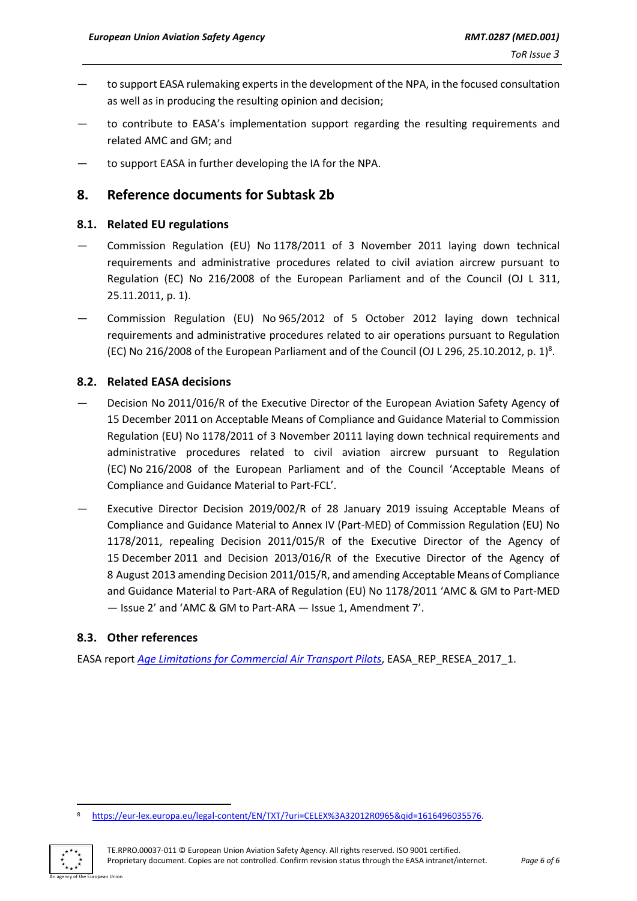— to support EASA rulemaking experts in the development of the NPA, in the focused consultation as well as in producing the resulting opinion and decision;

— to contribute to EASA's implementation support regarding the resulting requirements and related AMC and GM; and

— to support EASA in further developing the IA for the NPA.

## 8. Reference documents for Subtask 2b

### 8.1. Related EU regulations

— Commission Regulation (EU) No 1178/2011 of 3 November 2011 laying down technical requirements and administrative procedures related to civil aviation aircrew pursuant to Regulation (EC) No 216/2008 of the European Parliament and of the Council (OJ L 311, 25.11.2011, p. 1).

— Commission Regulation (EU) No 965/2012 of 5 October 2012 laying down technical requirements and administrative procedures related to air operations pursuant to Regulation (EC) No 216/2008 of the European Parliament and of the Council (OJ L 296, 25.10.2012, p. 1)[8].

### 8.2. Related EASA decisions

— Decision No 2011/016/R of the Executive Director of the European Aviation Safety Agency of 15 December 2011 on Acceptable Means of Compliance and Guidance Material to Commission Regulation (EU) No 1178/2011 of 3 November 20111 laying down technical requirements and administrative procedures related to civil aviation aircrew pursuant to Regulation (EC) No 216/2008 of the European Parliament and of the Council 'Acceptable Means of Compliance and Guidance Material to Part-FCL'.

— Executive Director Decision 2019/002/R of 28 January 2019 issuing Acceptable Means of Compliance and Guidance Material to Annex IV (Part-MED) of Commission Regulation (EU) No 1178/2011, repealing Decision 2011/015/R of the Executive Director of the Agency of 15 December 2011 and Decision 2013/016/R of the Executive Director of the Agency of 8 August 2013 amending Decision 2011/015/R, and amending Acceptable Means of Compliance and Guidance Material to Part-ARA of Regulation (EU) No 1178/2011 'AMC & GM to Part-MED — Issue 2' and 'AMC & GM to Part-ARA — Issue 1, Amendment 7'.

### 8.3. Other references

EASA report *Age Limitations for Commercial Air Transport Pilots*, EASA_REP_RESEA_2017_1.

[8] https://eur-lex.europa.eu/legal-content/EN/TXT/?uri=CELEX%3A32012R0965&qid=1616496035576.